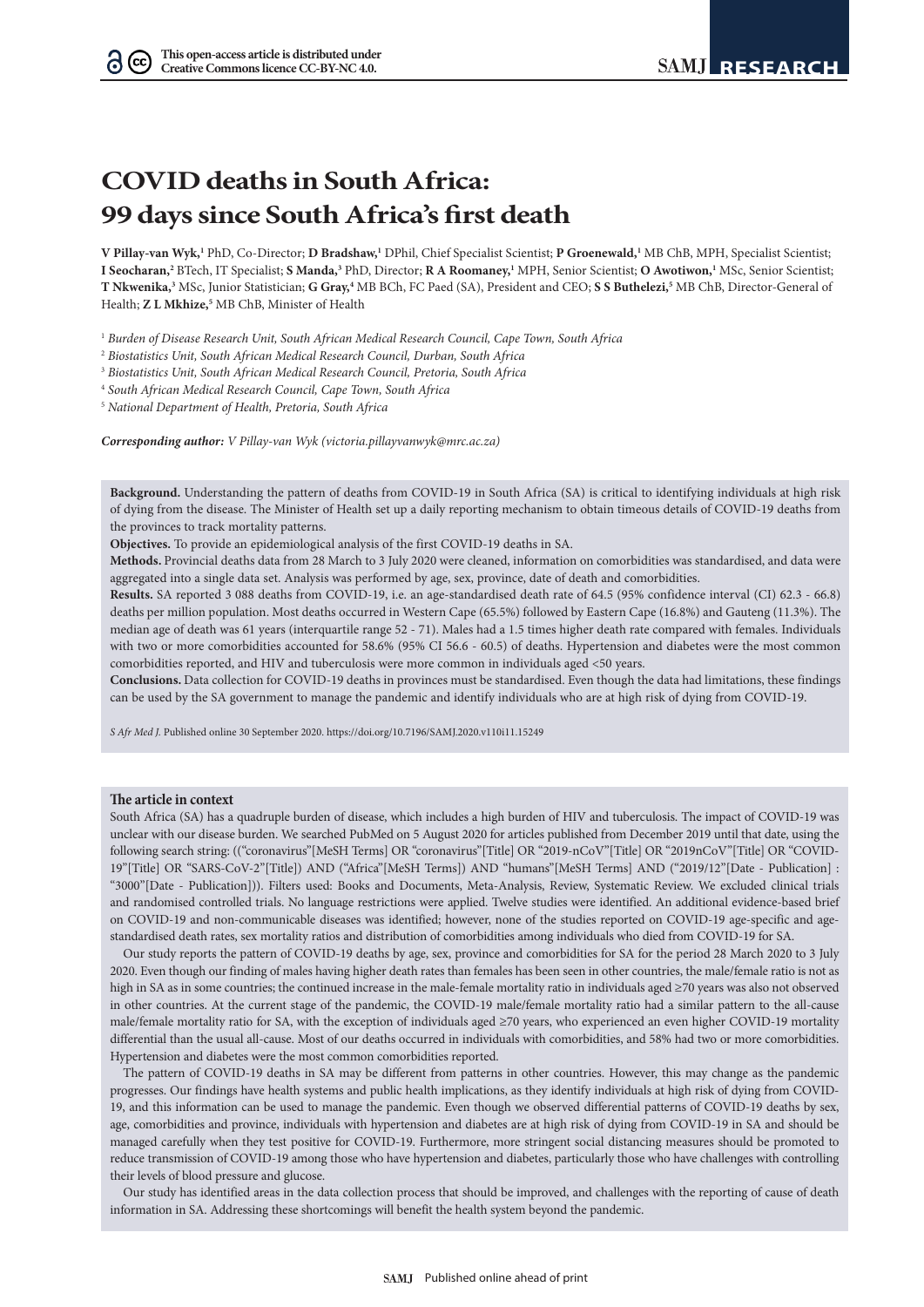# COVID deaths in South Africa: 99 days since South Africa's first death

**V Pillay-van Wyk,**[1] PhD, Co-Director; **D Bradshaw,**[1] DPhil, Chief Specialist Scientist; **P Groenewald,**[1] MB ChB, MPH, Specialist Scientist; **I Seocharan,**[2] BTech, IT Specialist; **S Manda,**[3] PhD, Director; **R A Roomaney,**[1] MPH, Senior Scientist; **O Awotiwon,**[1] MSc, Senior Scientist; **T Nkwenika,**[3] MSc, Junior Statistician; **G Gray,**[4] MB BCh, FC Paed (SA), President and CEO; **S S Buthelezi,**[5] MB ChB, Director-General of Health; **Z L Mkhize,**[5] MB ChB, Minister of Health

[1] *Burden of Disease Research Unit, South African Medical Research Council, Cape Town, South Africa*

[2] *Biostatistics Unit, South African Medical Research Council, Durban, South Africa*

[3] *Biostatistics Unit, South African Medical Research Council, Pretoria, South Africa*

[4] *South African Medical Research Council, Cape Town, South Africa*

[5] *National Department of Health, Pretoria, South Africa*

***Corresponding author:*** *V Pillay-van Wyk (victoria.pillayvanwyk@mrc.ac.za)*

**Background.** Understanding the pattern of deaths from COVID-19 in South Africa (SA) is critical to identifying individuals at high risk of dying from the disease. The Minister of Health set up a daily reporting mechanism to obtain timeous details of COVID-19 deaths from the provinces to track mortality patterns.

**Objectives.** To provide an epidemiological analysis of the first COVID-19 deaths in SA.

**Methods.** Provincial deaths data from 28 March to 3 July 2020 were cleaned, information on comorbidities was standardised, and data were aggregated into a single data set. Analysis was performed by age, sex, province, date of death and comorbidities.

**Results.** SA reported 3 088 deaths from COVID-19, i.e. an age-standardised death rate of 64.5 (95% confidence interval (CI) 62.3 - 66.8) deaths per million population. Most deaths occurred in Western Cape (65.5%) followed by Eastern Cape (16.8%) and Gauteng (11.3%). The median age of death was 61 years (interquartile range 52 - 71). Males had a 1.5 times higher death rate compared with females. Individuals with two or more comorbidities accounted for 58.6% (95% CI 56.6 - 60.5) of deaths. Hypertension and diabetes were the most common comorbidities reported, and HIV and tuberculosis were more common in individuals aged <50 years.

**Conclusions.** Data collection for COVID-19 deaths in provinces must be standardised. Even though the data had limitations, these findings can be used by the SA government to manage the pandemic and identify individuals who are at high risk of dying from COVID-19.

*S Afr Med J.* Published online 30 September 2020. https://doi.org/10.7196/SAMJ.2020.v110i11.15249

**The article in context**

South Africa (SA) has a quadruple burden of disease, which includes a high burden of HIV and tuberculosis. The impact of COVID-19 was unclear with our disease burden. We searched PubMed on 5 August 2020 for articles published from December 2019 until that date, using the following search string: ((“coronavirus”[MeSH Terms] OR “coronavirus”[Title] OR “2019-nCoV”[Title] OR “2019nCoV”[Title] OR “COVID-19”[Title] OR “SARS-CoV-2”[Title]) AND (“Africa”[MeSH Terms]) AND “humans”[MeSH Terms] AND (“2019/12”[Date - Publication] : “3000”[Date - Publication])). Filters used: Books and Documents, Meta-Analysis, Review, Systematic Review. We excluded clinical trials and randomised controlled trials. No language restrictions were applied. Twelve studies were identified. An additional evidence-based brief on COVID-19 and non-communicable diseases was identified; however, none of the studies reported on COVID-19 age-specific and age-standardised death rates, sex mortality ratios and distribution of comorbidities among individuals who died from COVID-19 for SA.

Our study reports the pattern of COVID-19 deaths by age, sex, province and comorbidities for SA for the period 28 March 2020 to 3 July 2020. Even though our finding of males having higher death rates than females has been seen in other countries, the male/female ratio is not as high in SA as in some countries; the continued increase in the male-female mortality ratio in individuals aged ≥70 years was also not observed in other countries. At the current stage of the pandemic, the COVID-19 male/female mortality ratio had a similar pattern to the all-cause male/female mortality ratio for SA, with the exception of individuals aged ≥70 years, who experienced an even higher COVID-19 mortality differential than the usual all-cause. Most of our deaths occurred in individuals with comorbidities, and 58% had two or more comorbidities. Hypertension and diabetes were the most common comorbidities reported.

The pattern of COVID-19 deaths in SA may be different from patterns in other countries. However, this may change as the pandemic progresses. Our findings have health systems and public health implications, as they identify individuals at high risk of dying from COVID-19, and this information can be used to manage the pandemic. Even though we observed differential patterns of COVID-19 deaths by sex, age, comorbidities and province, individuals with hypertension and diabetes are at high risk of dying from COVID-19 in SA and should be managed carefully when they test positive for COVID-19. Furthermore, more stringent social distancing measures should be promoted to reduce transmission of COVID-19 among those who have hypertension and diabetes, particularly those who have challenges with controlling their levels of blood pressure and glucose.

Our study has identified areas in the data collection process that should be improved, and challenges with the reporting of cause of death information in SA. Addressing these shortcomings will benefit the health system beyond the pandemic.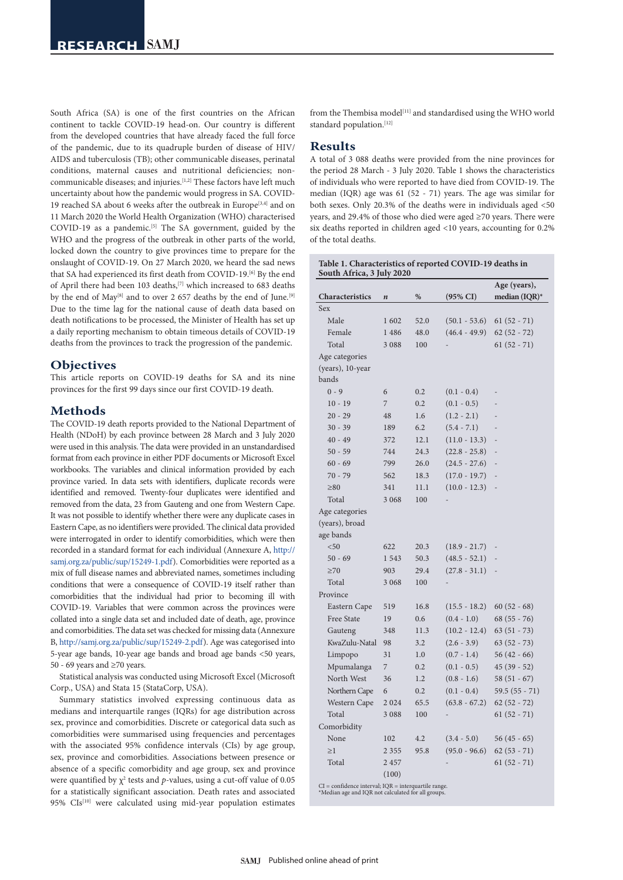South Africa (SA) is one of the first countries on the African continent to tackle COVID-19 head-on. Our country is different from the developed countries that have already faced the full force of the pandemic, due to its quadruple burden of disease of HIV/AIDS and tuberculosis (TB); other communicable diseases, perinatal conditions, maternal causes and nutritional deficiencies; non-communicable diseases; and injuries.[1,2] These factors have left much uncertainty about how the pandemic would progress in SA. COVID-19 reached SA about 6 weeks after the outbreak in Europe[3,4] and on 11 March 2020 the World Health Organization (WHO) characterised COVID-19 as a pandemic.[5] The SA government, guided by the WHO and the progress of the outbreak in other parts of the world, locked down the country to give provinces time to prepare for the onslaught of COVID-19. On 27 March 2020, we heard the sad news that SA had experienced its first death from COVID-19.[6] By the end of April there had been 103 deaths,[7] which increased to 683 deaths by the end of May[8] and to over 2 657 deaths by the end of June.[9] Due to the time lag for the national cause of death data based on death notifications to be processed, the Minister of Health has set up a daily reporting mechanism to obtain timeous details of COVID-19 deaths from the provinces to track the progression of the pandemic.

## Objectives

This article reports on COVID-19 deaths for SA and its nine provinces for the first 99 days since our first COVID-19 death.

## Methods

The COVID-19 death reports provided to the National Department of Health (NDoH) by each province between 28 March and 3 July 2020 were used in this analysis. The data were provided in an unstandardised format from each province in either PDF documents or Microsoft Excel workbooks. The variables and clinical information provided by each province varied. In data sets with identifiers, duplicate records were identified and removed. Twenty-four duplicates were identified and removed from the data, 23 from Gauteng and one from Western Cape. It was not possible to identify whether there were any duplicate cases in Eastern Cape, as no identifiers were provided. The clinical data provided were interrogated in order to identify comorbidities, which were then recorded in a standard format for each individual (Annexure A, http://samj.org.za/public/sup/15249-1.pdf). Comorbidities were reported as a mix of full disease names and abbreviated names, sometimes including conditions that were a consequence of COVID-19 itself rather than comorbidities that the individual had prior to becoming ill with COVID-19. Variables that were common across the provinces were collated into a single data set and included date of death, age, province and comorbidities. The data set was checked for missing data (Annexure B, http://samj.org.za/public/sup/15249-2.pdf). Age was categorised into 5-year age bands, 10-year age bands and broad age bands <50 years, 50 - 69 years and ≥70 years.

Statistical analysis was conducted using Microsoft Excel (Microsoft Corp., USA) and Stata 15 (StataCorp, USA).

Summary statistics involved expressing continuous data as medians and interquartile ranges (IQRs) for age distribution across sex, province and comorbidities. Discrete or categorical data such as comorbidities were summarised using frequencies and percentages with the associated 95% confidence intervals (CIs) by age group, sex, province and comorbidities. Associations between presence or absence of a specific comorbidity and age group, sex and province were quantified by $\chi^2$ tests and *p*-values, using a cut-off value of 0.05 for a statistically significant association. Death rates and associated 95% CIs[10] were calculated using mid-year population estimates from the Thembisa model[11] and standardised using the WHO world standard population.[12]

## Results

A total of 3 088 deaths were provided from the nine provinces for the period 28 March - 3 July 2020. Table 1 shows the characteristics of individuals who were reported to have died from COVID-19. The median (IQR) age was 61 (52 - 71) years. The age was similar for both sexes. Only 20.3% of the deaths were in individuals aged <50 years, and 29.4% of those who died were aged ≥70 years. There were six deaths reported in children aged <10 years, accounting for 0.2% of the total deaths.

**Table 1. Characteristics of reported COVID-19 deaths in South Africa, 3 July 2020**

| Characteristics | *n* | % | (95% CI) | Age (years), median (IQR)* |
|---|---|---|---|---|
| Sex | | | | |
| Male | 1 602 | 52.0 | (50.1 - 53.6) | 61 (52 - 71) |
| Female | 1 486 | 48.0 | (46.4 - 49.9) | 62 (52 - 72) |
| Total | 3 088 | 100 | - | 61 (52 - 71) |
| Age categories (years), 10-year bands | | | | |
| 0 - 9 | 6 | 0.2 | (0.1 - 0.4) | - |
| 10 - 19 | 7 | 0.2 | (0.1 - 0.5) | - |
| 20 - 29 | 48 | 1.6 | (1.2 - 2.1) | - |
| 30 - 39 | 189 | 6.2 | (5.4 - 7.1) | - |
| 40 - 49 | 372 | 12.1 | (11.0 - 13.3) | - |
| 50 - 59 | 744 | 24.3 | (22.8 - 25.8) | - |
| 60 - 69 | 799 | 26.0 | (24.5 - 27.6) | - |
| 70 - 79 | 562 | 18.3 | (17.0 - 19.7) | - |
| ≥80 | 341 | 11.1 | (10.0 - 12.3) | - |
| Total | 3 068 | 100 | - | |
| Age categories (years), broad age bands | | | | |
| <50 | 622 | 20.3 | (18.9 - 21.7) | - |
| 50 - 69 | 1 543 | 50.3 | (48.5 - 52.1) | - |
| ≥70 | 903 | 29.4 | (27.8 - 31.1) | - |
| Total | 3 068 | 100 | - | |
| Province | | | | |
| Eastern Cape | 519 | 16.8 | (15.5 - 18.2) | 60 (52 - 68) |
| Free State | 19 | 0.6 | (0.4 - 1.0) | 68 (55 - 76) |
| Gauteng | 348 | 11.3 | (10.2 - 12.4) | 63 (51 - 73) |
| KwaZulu-Natal | 98 | 3.2 | (2.6 - 3.9) | 63 (52 - 73) |
| Limpopo | 31 | 1.0 | (0.7 - 1.4) | 56 (42 - 66) |
| Mpumalanga | 7 | 0.2 | (0.1 - 0.5) | 45 (39 - 52) |
| North West | 36 | 1.2 | (0.8 - 1.6) | 58 (51 - 67) |
| Northern Cape | 6 | 0.2 | (0.1 - 0.4) | 59.5 (55 - 71) |
| Western Cape | 2 024 | 65.5 | (63.8 - 67.2) | 62 (52 - 72) |
| Total | 3 088 | 100 | - | 61 (52 - 71) |
| Comorbidity | | | | |
| None | 102 | 4.2 | (3.4 - 5.0) | 56 (45 - 65) |
| ≥1 | 2 355 | 95.8 | (95.0 - 96.6) | 62 (53 - 71) |
| Total | 2 457 (100) | | - | 61 (52 - 71) |

CI = confidence interval; IQR = interquartile range.
*Median age and IQR not calculated for all groups.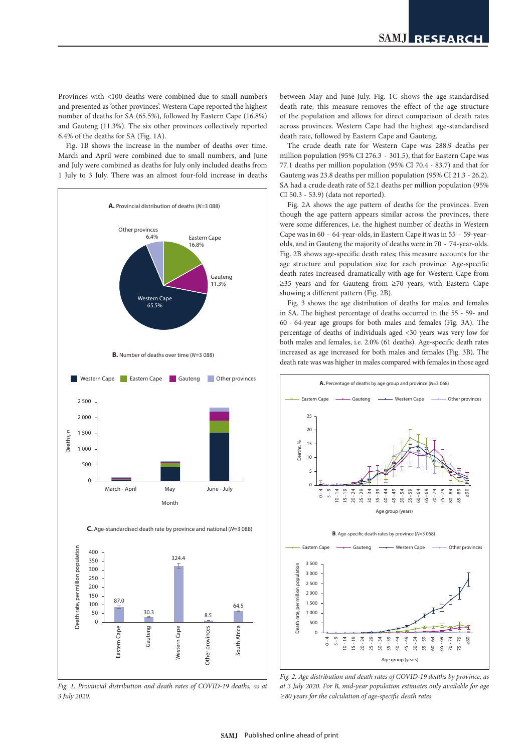Provinces with <100 deaths were combined due to small numbers and presented as 'other provinces'. Western Cape reported the highest number of deaths for SA (65.5%), followed by Eastern Cape (16.8%) and Gauteng (11.3%). The six other provinces collectively reported 6.4% of the deaths for SA (Fig. 1A).

Fig. 1B shows the increase in the number of deaths over time. March and April were combined due to small numbers, and June and July were combined as deaths for July only included deaths from 1 July to 3 July. There was an almost four-fold increase in deaths between May and June-July. Fig. 1C shows the age-standardised death rate; this measure removes the effect of the age structure of the population and allows for direct comparison of death rates across provinces. Western Cape had the highest age-standardised death rate, followed by Eastern Cape and Gauteng.

The crude death rate for Western Cape was 288.9 deaths per million population (95% CI 276.3 - 301.5), that for Eastern Cape was 77.1 deaths per million population (95% CI 70.4 - 83.7) and that for Gauteng was 23.8 deaths per million population (95% CI 21.3 - 26.2). SA had a crude death rate of 52.1 deaths per million population (95% CI 50.3 - 53.9) (data not reported).

Fig. 2A shows the age pattern of deaths for the provinces. Even though the age pattern appears similar across the provinces, there were some differences, i.e. the highest number of deaths in Western Cape was in 60 - 64-year-olds, in Eastern Cape it was in 55 - 59-year-olds, and in Gauteng the majority of deaths were in 70 - 74-year-olds. Fig. 2B shows age-specific death rates; this measure accounts for the age structure and population size for each province. Age-specific death rates increased dramatically with age for Western Cape from ≥35 years and for Gauteng from ≥70 years, with Eastern Cape showing a different pattern (Fig. 2B).

Fig. 3 shows the age distribution of deaths for males and females in SA. The highest percentage of deaths occurred in the 55 - 59- and 60 - 64-year age groups for both males and females (Fig. 3A). The percentage of deaths of individuals aged <30 years was very low for both males and females, i.e. 2.0% (61 deaths). Age-specific death rates increased as age increased for both males and females (Fig. 3B). The death rate was was higher in males compared with females in those aged

Fig. 1. Provincial distribution and death rates of COVID-19 deaths, as at 3 July 2020.

Fig. 2. Age distribution and death rates of COVID-19 deaths by province, as at 3 July 2020. For B, mid-year population estimates only available for age ≥80 years for the calculation of age-specific death rates.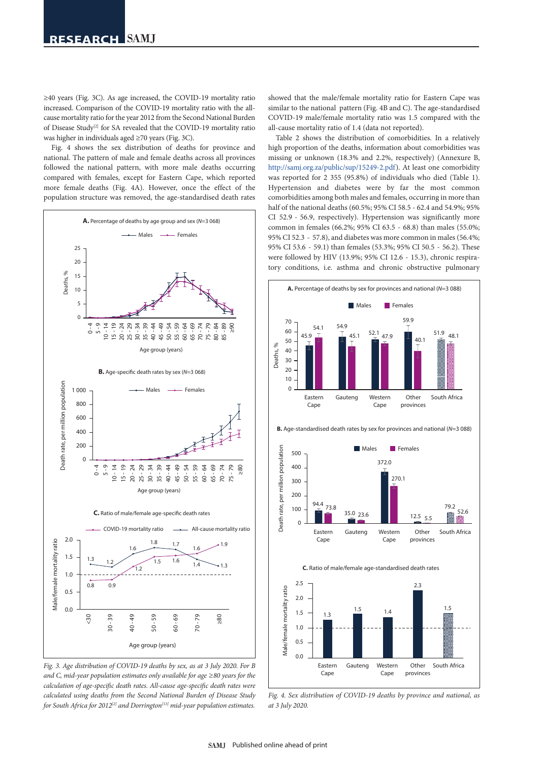≥40 years (Fig. 3C). As age increased, the COVID-19 mortality ratio increased. Comparison of the COVID-19 mortality ratio with the all-cause mortality ratio for the year 2012 from the Second National Burden of Disease Study[2] for SA revealed that the COVID-19 mortality ratio was higher in individuals aged ≥70 years (Fig. 3C).

Fig. 4 shows the sex distribution of deaths for province and national. The pattern of male and female deaths across all provinces followed the national pattern, with more male deaths occurring compared with females, except for Eastern Cape, which reported more female deaths (Fig. 4A). However, once the effect of the population structure was removed, the age-standardised death rates showed that the male/female mortality ratio for Eastern Cape was similar to the national pattern (Fig. 4B and C). The age-standardised COVID-19 male/female mortality ratio was 1.5 compared with the all-cause mortality ratio of 1.4 (data not reported).

Table 2 shows the distribution of comorbidities. In a relatively high proportion of the deaths, information about comorbidities was missing or unknown (18.3% and 2.2%, respectively) (Annexure B, http://samj.org.za/public/sup/15249-2.pdf). At least one comorbidity was reported for 2 355 (95.8%) of individuals who died (Table 1). Hypertension and diabetes were by far the most common comorbidities among both males and females, occurring in more than half of the national deaths (60.5%; 95% CI 58.5 - 62.4 and 54.9%; 95% CI 52.9 - 56.9, respectively). Hypertension was significantly more common in females (66.2%; 95% CI 63.5 - 68.8) than males (55.0%; 95% CI 52.3 - 57.8), and diabetes was more common in males (56.4%; 95% CI 53.6 - 59.1) than females (53.3%; 95% CI 50.5 - 56.2). These were followed by HIV (13.9%; 95% CI 12.6 - 15.3), chronic respiratory conditions, i.e. asthma and chronic obstructive pulmonary

*Fig. 3. Age distribution of COVID-19 deaths by sex, as at 3 July 2020. For B and C, mid-year population estimates only available for age ≥80 years for the calculation of age-specific death rates. All-cause age-specific death rates were calculated using deaths from the Second National Burden of Disease Study for South Africa for 2012[2] and Dorrington[13] mid-year population estimates.*

*Fig. 4. Sex distribution of COVID-19 deaths by province and national, as at 3 July 2020.*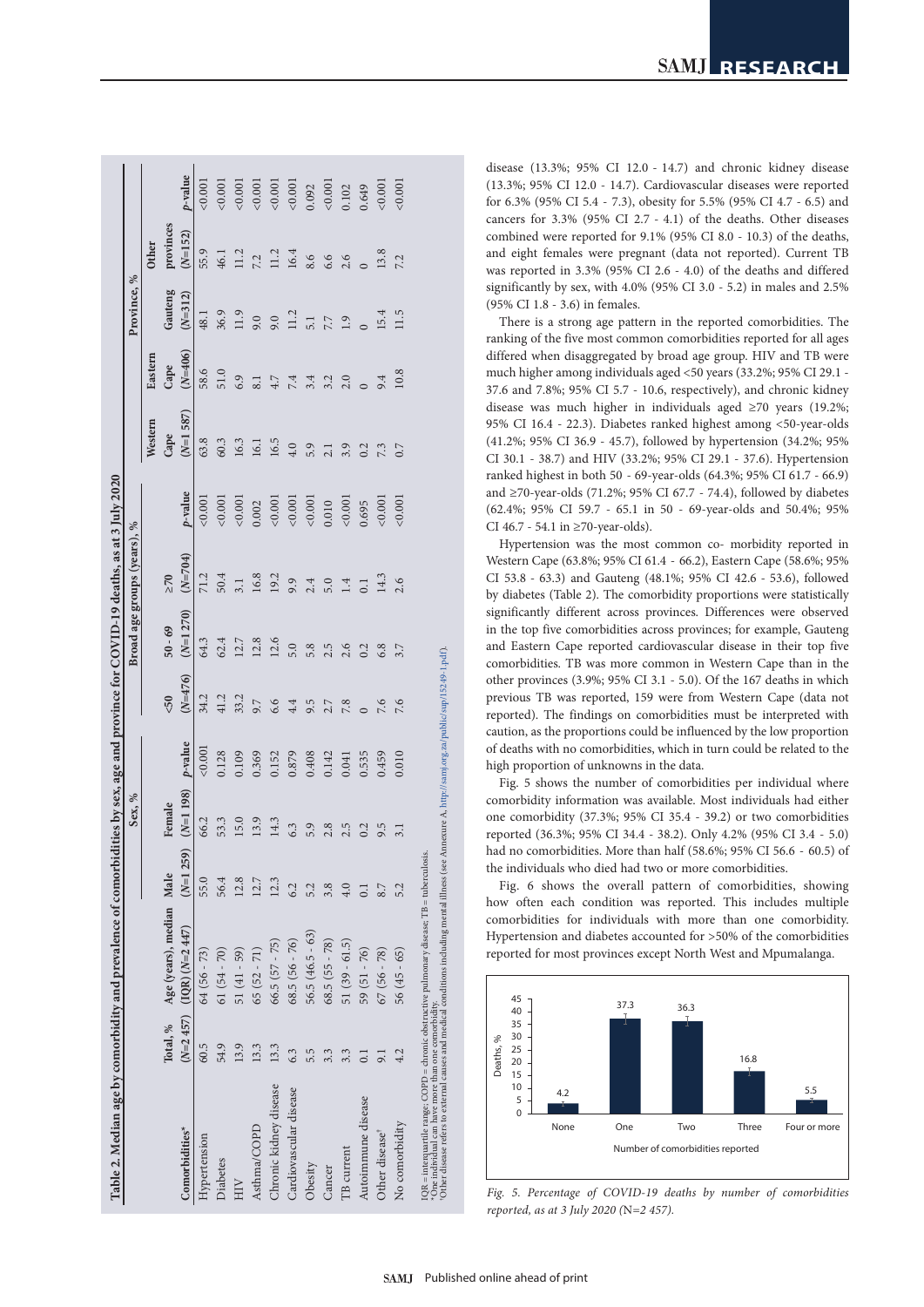**Table 2. Median age by comorbidity and prevalence of comorbidities by sex, age and province for COVID-19 deaths, as at 3 July 2020**

| | | | Sex, % | | | Broad age groups (years), % | | | | Province, % | | | | |
|---|---|---|---|---|---|---|---|---|---|---|---|---|---|---|
| Comorbidities* | Total, % (N=2 457) | Age (years), median (IQR) (N=2 447) | Male (N=1 259) | Female (N=1 198) | p-value | <50 (N=476) | 50 - 69 (N=1 270) | ≥70 (N=704) | p-value | Western Cape (N=1 587) | Eastern Cape (N=406) | Gauteng (N=312) | Other provinces (N=152) | p-value |
| Hypertension | 60.5 | 64 (56 - 73) | 55.0 | 66.2 | <0.001 | 34.2 | 64.3 | 71.2 | <0.001 | 63.8 | 58.6 | 48.1 | 55.9 | <0.001 |
| Diabetes | 54.9 | 61 (54 - 70) | 56.4 | 53.3 | 0.128 | 41.2 | 62.4 | 50.4 | <0.001 | 60.3 | 51.0 | 36.9 | 46.1 | <0.001 |
| HIV | 13.9 | 51 (41 - 59) | 12.8 | 15.0 | 0.109 | 33.2 | 12.7 | 3.1 | <0.001 | 16.3 | 6.9 | 11.9 | 11.2 | <0.001 |
| Asthma/COPD | 13.3 | 65 (52 - 71) | 12.7 | 13.9 | 0.369 | 9.7 | 12.8 | 16.8 | 0.002 | 16.1 | 8.1 | 9.0 | 7.2 | <0.001 |
| Chronic kidney disease | 13.3 | 66.5 (57 - 75) | 12.3 | 14.3 | 0.152 | 6.6 | 12.6 | 19.2 | <0.001 | 16.5 | 4.7 | 9.0 | 11.2 | <0.001 |
| Cardiovascular disease | 6.3 | 68.5 (56 - 76) | 6.2 | 6.3 | 0.879 | 4.4 | 5.0 | 9.9 | <0.001 | 4.0 | 7.4 | 11.2 | 16.4 | <0.001 |
| Obesity | 5.5 | 56.5 (46.5 - 63) | 5.2 | 5.9 | 0.408 | 9.5 | 5.8 | 2.4 | <0.001 | 5.9 | 3.4 | 5.1 | 8.6 | 0.092 |
| Cancer | 3.3 | 68.5 (55 - 78) | 3.8 | 2.8 | 0.142 | 2.7 | 2.5 | 5.0 | 0.010 | 2.1 | 3.2 | 7.7 | 6.6 | <0.001 |
| TB current | 3.3 | 51 (39 - 61.5) | 4.0 | 2.5 | 0.041 | 7.8 | 2.6 | 1.4 | <0.001 | 3.9 | 2.0 | 1.9 | 2.6 | 0.102 |
| Autoimmune disease | 0.1 | 59 (51 - 76) | 0.1 | 0.2 | 0.535 | 0 | 0.2 | 0.1 | 0.695 | 0.2 | 0 | 0 | 0 | 0.649 |
| Other disease† | 9.1 | 67 (56 - 78) | 8.7 | 9.5 | 0.459 | 7.6 | 6.8 | 14.3 | <0.001 | 7.3 | 9.4 | 15.4 | 13.8 | <0.001 |
| No comorbidity | 4.2 | 56 (45 - 65) | 5.2 | 3.1 | 0.010 | 7.6 | 3.7 | 2.6 | <0.001 | 0.7 | 10.8 | 11.5 | 7.2 | <0.001 |

IQR = interquartile range; COPD = chronic obstructive pulmonary disease; TB = tuberculosis.
*One individual can have more than one comorbidity.
†Other disease refers to external causes and medical conditions including mental illness (see Annexure A, http://samj.org.za/public/sup/15249-1.pdf).

disease (13.3%; 95% CI 12.0 - 14.7) and chronic kidney disease (13.3%; 95% CI 12.0 - 14.7). Cardiovascular diseases were reported for 6.3% (95% CI 5.4 - 7.3), obesity for 5.5% (95% CI 4.7 - 6.5) and cancers for 3.3% (95% CI 2.7 - 4.1) of the deaths. Other diseases combined were reported for 9.1% (95% CI 8.0 - 10.3) of the deaths, and eight females were pregnant (data not reported). Current TB was reported in 3.3% (95% CI 2.6 - 4.0) of the deaths and differed significantly by sex, with 4.0% (95% CI 3.0 - 5.2) in males and 2.5% (95% CI 1.8 - 3.6) in females.

There is a strong age pattern in the reported comorbidities. The ranking of the five most common comorbidities reported for all ages differed when disaggregated by broad age group. HIV and TB were much higher among individuals aged <50 years (33.2%; 95% CI 29.1 - 37.6 and 7.8%; 95% CI 5.7 - 10.6, respectively), and chronic kidney disease was much higher in individuals aged ≥70 years (19.2%; 95% CI 16.4 - 22.3). Diabetes ranked highest among <50-year-olds (41.2%; 95% CI 36.9 - 45.7), followed by hypertension (34.2%; 95% CI 30.1 - 38.7) and HIV (33.2%; 95% CI 29.1 - 37.6). Hypertension ranked highest in both 50 - 69-year-olds (64.3%; 95% CI 61.7 - 66.9) and ≥70-year-olds (71.2%; 95% CI 67.7 - 74.4), followed by diabetes (62.4%; 95% CI 59.7 - 65.1 in 50 - 69-year-olds and 50.4%; 95% CI 46.7 - 54.1 in ≥70-year-olds).

Hypertension was the most common co- morbidity reported in Western Cape (63.8%; 95% CI 61.4 - 66.2), Eastern Cape (58.6%; 95% CI 53.8 - 63.3) and Gauteng (48.1%; 95% CI 42.6 - 53.6), followed by diabetes (Table 2). The comorbidity proportions were statistically significantly different across provinces. Differences were observed in the top five comorbidities across provinces; for example, Gauteng and Eastern Cape reported cardiovascular disease in their top five comorbidities. TB was more common in Western Cape than in the other provinces (3.9%; 95% CI 3.1 - 5.0). Of the 167 deaths in which previous TB was reported, 159 were from Western Cape (data not reported). The findings on comorbidities must be interpreted with caution, as the proportions could be influenced by the low proportion of deaths with no comorbidities, which in turn could be related to the high proportion of unknowns in the data.

Fig. 5 shows the number of comorbidities per individual where comorbidity information was available. Most individuals had either one comorbidity (37.3%; 95% CI 35.4 - 39.2) or two comorbidities reported (36.3%; 95% CI 34.4 - 38.2). Only 4.2% (95% CI 3.4 - 5.0) had no comorbidities. More than half (58.6%; 95% CI 56.6 - 60.5) of the individuals who died had two or more comorbidities.

Fig. 6 shows the overall pattern of comorbidities, showing how often each condition was reported. This includes multiple comorbidities for individuals with more than one comorbidity. Hypertension and diabetes accounted for >50% of the comorbidities reported for most provinces except North West and Mpumalanga.

*Fig. 5. Percentage of COVID-19 deaths by number of comorbidities reported, as at 3 July 2020 (N=2 457).*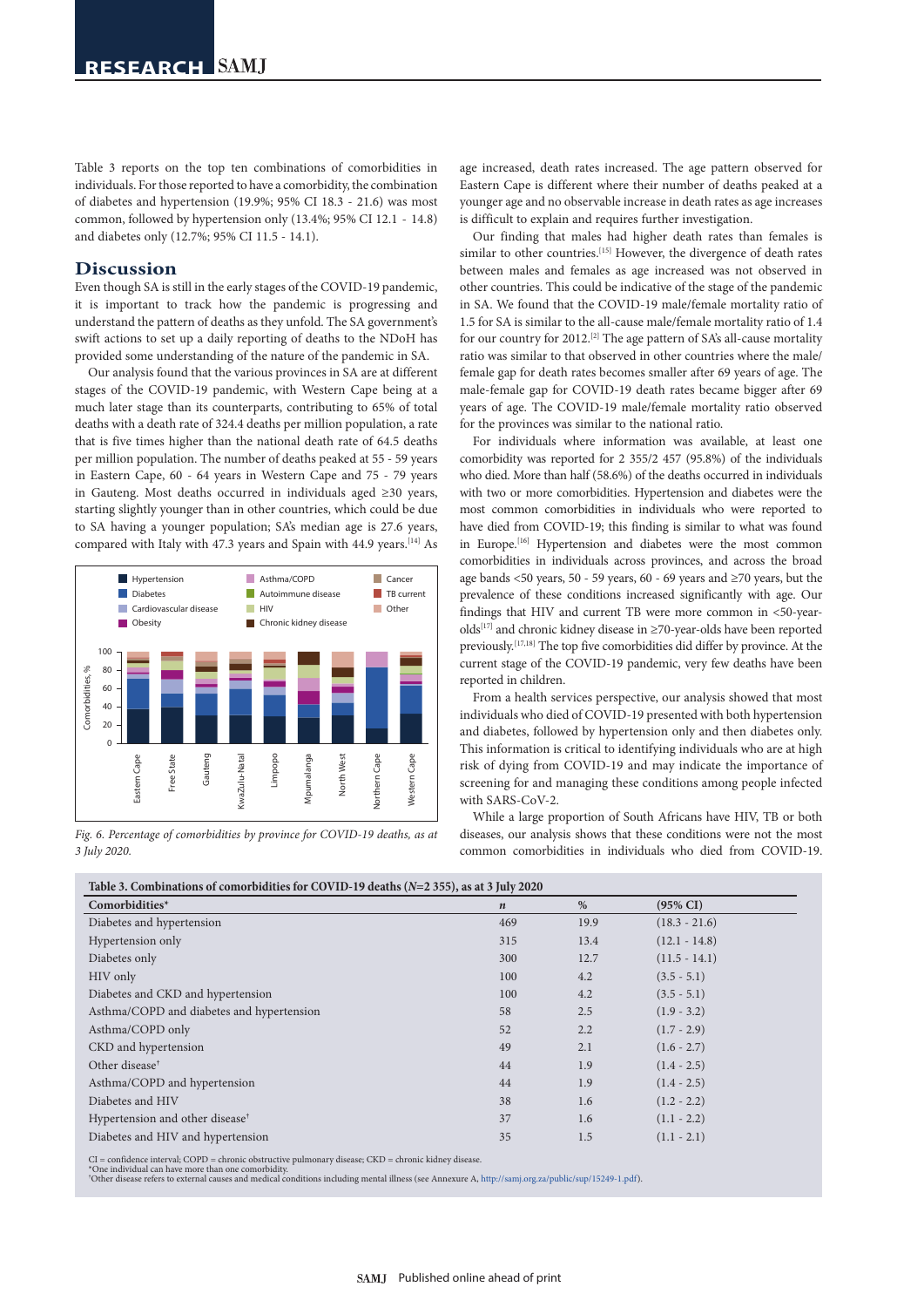Table 3 reports on the top ten combinations of comorbidities in individuals. For those reported to have a comorbidity, the combination of diabetes and hypertension (19.9%; 95% CI 18.3 - 21.6) was most common, followed by hypertension only (13.4%; 95% CI 12.1 - 14.8) and diabetes only (12.7%; 95% CI 11.5 - 14.1).

## Discussion

Even though SA is still in the early stages of the COVID-19 pandemic, it is important to track how the pandemic is progressing and understand the pattern of deaths as they unfold. The SA government's swift actions to set up a daily reporting of deaths to the NDoH has provided some understanding of the nature of the pandemic in SA.

Our analysis found that the various provinces in SA are at different stages of the COVID-19 pandemic, with Western Cape being at a much later stage than its counterparts, contributing to 65% of total deaths with a death rate of 324.4 deaths per million population, a rate that is five times higher than the national death rate of 64.5 deaths per million population. The number of deaths peaked at 55 - 59 years in Eastern Cape, 60 - 64 years in Western Cape and 75 - 79 years in Gauteng. Most deaths occurred in individuals aged ≥30 years, starting slightly younger than in other countries, which could be due to SA having a younger population; SA's median age is 27.6 years, compared with Italy with 47.3 years and Spain with 44.9 years.[14] As age increased, death rates increased. The age pattern observed for Eastern Cape is different where their number of deaths peaked at a younger age and no observable increase in death rates as age increases is difficult to explain and requires further investigation.

*Fig. 6. Percentage of comorbidities by province for COVID-19 deaths, as at 3 July 2020.*

Our finding that males had higher death rates than females is similar to other countries.[15] However, the divergence of death rates between males and females as age increased was not observed in other countries. This could be indicative of the stage of the pandemic in SA. We found that the COVID-19 male/female mortality ratio of 1.5 for SA is similar to the all-cause male/female mortality ratio of 1.4 for our country for 2012.[2] The age pattern of SA's all-cause mortality ratio was similar to that observed in other countries where the male/female gap for death rates becomes smaller after 69 years of age. The male-female gap for COVID-19 death rates became bigger after 69 years of age. The COVID-19 male/female mortality ratio observed for the provinces was similar to the national ratio.

For individuals where information was available, at least one comorbidity was reported for 2 355/2 457 (95.8%) of the individuals who died. More than half (58.6%) of the deaths occurred in individuals with two or more comorbidities. Hypertension and diabetes were the most common comorbidities in individuals who were reported to have died from COVID-19; this finding is similar to what was found in Europe.[16] Hypertension and diabetes were the most common comorbidities in individuals across provinces, and across the broad age bands <50 years, 50 - 59 years, 60 - 69 years and ≥70 years, but the prevalence of these conditions increased significantly with age. Our findings that HIV and current TB were more common in <50-year-olds[17] and chronic kidney disease in ≥70-year-olds have been reported previously.[17,18] The top five comorbidities did differ by province. At the current stage of the COVID-19 pandemic, very few deaths have been reported in children.

From a health services perspective, our analysis showed that most individuals who died of COVID-19 presented with both hypertension and diabetes, followed by hypertension only and then diabetes only. This information is critical to identifying individuals who are at high risk of dying from COVID-19 and may indicate the importance of screening for and managing these conditions among people infected with SARS-CoV-2.

While a large proportion of South Africans have HIV, TB or both diseases, our analysis shows that these conditions were not the most common comorbidities in individuals who died from COVID-19.

**Table 3. Combinations of comorbidities for COVID-19 deaths ($N$=2 355), as at 3 July 2020**

| Comorbidities* | *n* | % | (95% CI) |
|---|---|---|---|
| Diabetes and hypertension | 469 | 19.9 | (18.3 - 21.6) |
| Hypertension only | 315 | 13.4 | (12.1 - 14.8) |
| Diabetes only | 300 | 12.7 | (11.5 - 14.1) |
| HIV only | 100 | 4.2 | (3.5 - 5.1) |
| Diabetes and CKD and hypertension | 100 | 4.2 | (3.5 - 5.1) |
| Asthma/COPD and diabetes and hypertension | 58 | 2.5 | (1.9 - 3.2) |
| Asthma/COPD only | 52 | 2.2 | (1.7 - 2.9) |
| CKD and hypertension | 49 | 2.1 | (1.6 - 2.7) |
| Other disease† | 44 | 1.9 | (1.4 - 2.5) |
| Asthma/COPD and hypertension | 44 | 1.9 | (1.4 - 2.5) |
| Diabetes and HIV | 38 | 1.6 | (1.2 - 2.2) |
| Hypertension and other disease† | 37 | 1.6 | (1.1 - 2.2) |
| Diabetes and HIV and hypertension | 35 | 1.5 | (1.1 - 2.1) |

CI = confidence interval; COPD = chronic obstructive pulmonary disease; CKD = chronic kidney disease.
*One individual can have more than one comorbidity.
†Other disease refers to external causes and medical conditions including mental illness (see Annexure A, http://samj.org.za/public/sup/15249-1.pdf).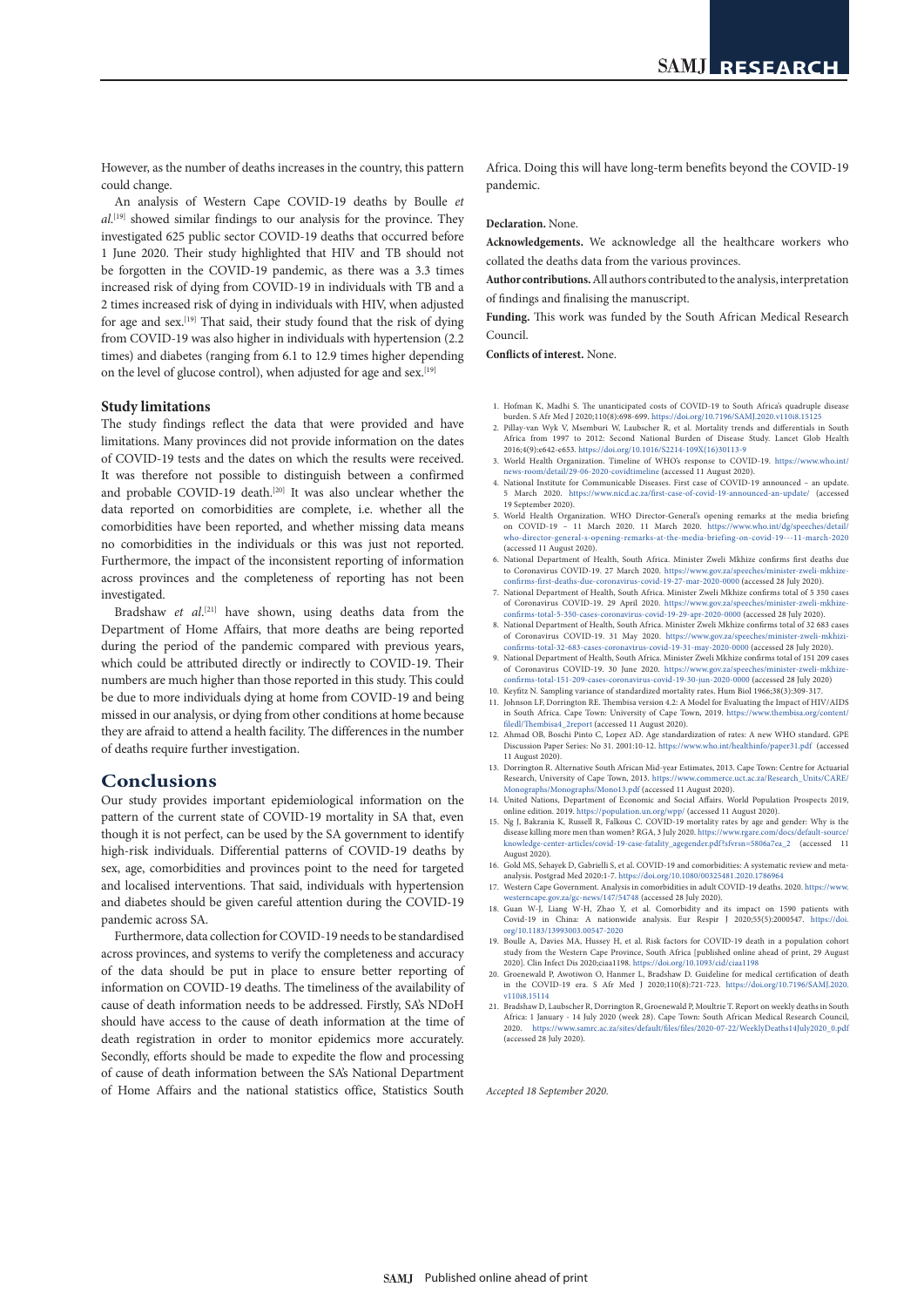However, as the number of deaths increases in the country, this pattern could change.

An analysis of Western Cape COVID-19 deaths by Boulle *et al.*[19] showed similar findings to our analysis for the province. They investigated 625 public sector COVID-19 deaths that occurred before 1 June 2020. Their study highlighted that HIV and TB should not be forgotten in the COVID-19 pandemic, as there was a 3.3 times increased risk of dying from COVID-19 in individuals with TB and a 2 times increased risk of dying in individuals with HIV, when adjusted for age and sex.[19] That said, their study found that the risk of dying from COVID-19 was also higher in individuals with hypertension (2.2 times) and diabetes (ranging from 6.1 to 12.9 times higher depending on the level of glucose control), when adjusted for age and sex.[19]

### Study limitations

The study findings reflect the data that were provided and have limitations. Many provinces did not provide information on the dates of COVID-19 tests and the dates on which the results were received. It was therefore not possible to distinguish between a confirmed and probable COVID-19 death.[20] It was also unclear whether the data reported on comorbidities are complete, i.e. whether all the comorbidities have been reported, and whether missing data means no comorbidities in the individuals or this was just not reported. Furthermore, the impact of the inconsistent reporting of information across provinces and the completeness of reporting has not been investigated.

Bradshaw *et al.*[21] have shown, using deaths data from the Department of Home Affairs, that more deaths are being reported during the period of the pandemic compared with previous years, which could be attributed directly or indirectly to COVID-19. Their numbers are much higher than those reported in this study. This could be due to more individuals dying at home from COVID-19 and being missed in our analysis, or dying from other conditions at home because they are afraid to attend a health facility. The differences in the number of deaths require further investigation.

## Conclusions

Our study provides important epidemiological information on the pattern of the current state of COVID-19 mortality in SA that, even though it is not perfect, can be used by the SA government to identify high-risk individuals. Differential patterns of COVID-19 deaths by sex, age, comorbidities and provinces point to the need for targeted and localised interventions. That said, individuals with hypertension and diabetes should be given careful attention during the COVID-19 pandemic across SA.

Furthermore, data collection for COVID-19 needs to be standardised across provinces, and systems to verify the completeness and accuracy of the data should be put in place to ensure better reporting of information on COVID-19 deaths. The timeliness of the availability of cause of death information needs to be addressed. Firstly, SA's NDoH should have access to the cause of death information at the time of death registration in order to monitor epidemics more accurately. Secondly, efforts should be made to expedite the flow and processing of cause of death information between the SA's National Department of Home Affairs and the national statistics office, Statistics South Africa. Doing this will have long-term benefits beyond the COVID-19 pandemic.

**Declaration.** None.

**Acknowledgements.** We acknowledge all the healthcare workers who collated the deaths data from the various provinces.

**Author contributions.** All authors contributed to the analysis, interpretation of findings and finalising the manuscript.

**Funding.** This work was funded by the South African Medical Research Council.

**Conflicts of interest.** None.

1. Hofman K, Madhi S. The unanticipated costs of COVID-19 to South Africa's quadruple disease burden. S Afr Med J 2020;110(8):698-699. https://doi.org/10.7196/SAMJ.2020.v110i8.15125
2. Pillay-van Wyk V, Msemburi W, Laubscher R, et al. Mortality trends and differentials in South Africa from 1997 to 2012: Second National Burden of Disease Study. Lancet Glob Health 2016;4(9):e642-e653. https://doi.org/10.1016/S2214-109X(16)30113-9
3. World Health Organization. Timeline of WHO's response to COVID-19. https://www.who.int/news-room/detail/29-06-2020-covidtimeline (accessed 11 August 2020).
4. National Institute for Communicable Diseases. First case of COVID-19 announced – an update. 5 March 2020. https://www.nicd.ac.za/first-case-of-covid-19-announced-an-update/ (accessed 19 September 2020).
5. World Health Organization. WHO Director-General's opening remarks at the media briefing on COVID-19 – 11 March 2020. 11 March 2020. https://www.who.int/dg/speeches/detail/who-director-general-s-opening-remarks-at-the-media-briefing-on-covid-19---11-march-2020 (accessed 11 August 2020).
6. National Department of Health, South Africa. Minister Zweli Mkhize confirms first deaths due to Coronavirus COVID-19. 27 March 2020. https://www.gov.za/speeches/minister-zweli-mkhize-confirms-first-deaths-due-coronavirus-covid-19-27-mar-2020-0000 (accessed 28 July 2020).
7. National Department of Health, South Africa. Minister Zweli Mkhize confirms total of 5 350 cases of Coronavirus COVID-19. 29 April 2020. https://www.gov.za/speeches/minister-zweli-mkhize-confirms-total-5-350-cases-coronavirus-covid-19-29-apr-2020-0000 (accessed 28 July 2020).
8. National Department of Health, South Africa. Minister Zweli Mkhize confirms total of 32 683 cases of Coronavirus COVID-19. 31 May 2020. https://www.gov.za/speeches/minister-zweli-mkhizi-confirms-total-32-683-cases-coronavirus-covid-19-31-may-2020-0000 (accessed 28 July 2020).
9. National Department of Health, South Africa. Minister Zweli Mkhize confirms total of 151 209 cases of Coronavirus COVID-19. 30 June 2020. https://www.gov.za/speeches/minister-zweli-mkhize-confirms-total-151-209-cases-coronavirus-covid-19-30-jun-2020-0000 (accessed 28 July 2020)
10. Keyfitz N. Sampling variance of standardized mortality rates. Hum Biol 1966;38(3):309-317.
11. Johnson LF, Dorrington RE. Thembisa version 4.2: A Model for Evaluating the Impact of HIV/AIDS in South Africa. Cape Town: University of Cape Town, 2019. https://www.thembisa.org/content/filedl/Thembisa4_2report (accessed 11 August 2020).
12. Ahmad OB, Boschi Pinto C, Lopez AD. Age standardization of rates: A new WHO standard. GPE Discussion Paper Series: No 31. 2001:10-12. https://www.who.int/healthinfo/paper31.pdf (accessed 11 August 2020).
13. Dorrington R. Alternative South African Mid-year Estimates, 2013. Cape Town: Centre for Actuarial Research, University of Cape Town, 2013. https://www.commerce.uct.ac.za/Research_Units/CARE/Monographs/Monographs/Mono13.pdf (accessed 11 August 2020).
14. United Nations, Department of Economic and Social Affairs. World Population Prospects 2019, online edition. 2019. https://population.un.org/wpp/ (accessed 11 August 2020).
15. Ng J, Bakrania K, Russell R, Falkous C. COVID-19 mortality rates by age and gender: Why is the disease killing more men than women? RGA, 3 July 2020. https://www.rgare.com/docs/default-source/knowledge-center-articles/covid-19-case-fatality_agegender.pdf?sfvrsn=5806a7ea_2 (accessed 11 August 2020).
16. Gold MS, Sehayek D, Gabrielli S, et al. COVID-19 and comorbidities: A systematic review and meta-analysis. Postgrad Med 2020:1-7. https://doi.org/10.1080/00325481.2020.1786964
17. Western Cape Government. Analysis in comorbidities in adult COVID-19 deaths. 2020. https://www.westerncape.gov.za/gc-news/147/54748 (accessed 28 July 2020).
18. Guan W-J, Liang W-H, Zhao Y, et al. Comorbidity and its impact on 1590 patients with Covid-19 in China: A nationwide analysis. Eur Respir J 2020;55(5):2000547. https://doi.org/10.1183/13993003.00547-2020
19. Boulle A, Davies MA, Hussey H, et al. Risk factors for COVID-19 death in a population cohort study from the Western Cape Province, South Africa [published online ahead of print, 29 August 2020]. Clin Infect Dis 2020;ciaa1198. https://doi.org/10.1093/cid/ciaa1198
20. Groenewald P, Awotiwon O, Hanmer L, Bradshaw D. Guideline for medical certification of death in the COVID-19 era. S Afr Med J 2020;110(8):721-723. https://doi.org/10.7196/SAMJ.2020.v110i8.15114
21. Bradshaw D, Laubscher R, Dorrington R, Groenewald P, Moultrie T. Report on weekly deaths in South Africa: 1 January - 14 July 2020 (week 28). Cape Town: South African Medical Research Council, 2020. https://www.samrc.ac.za/sites/default/files/files/2020-07-22/WeeklyDeaths14July2020_0.pdf (accessed 28 July 2020).

*Accepted 18 September 2020.*